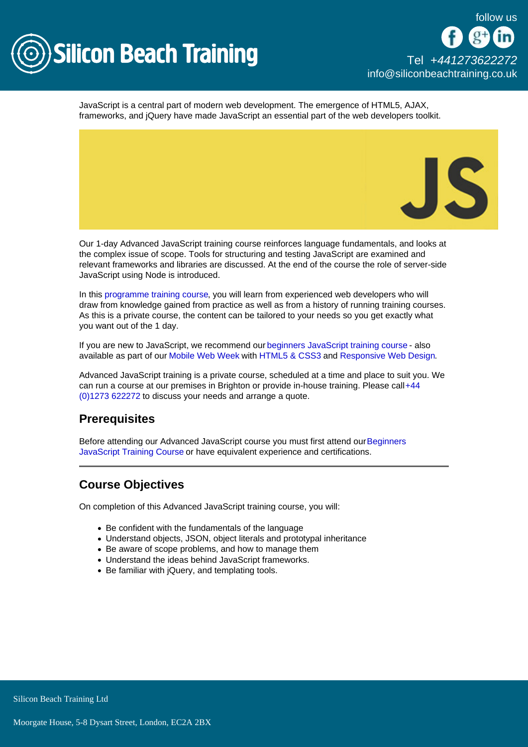JavaScript is a central part of modern web development. The emergence of HTML5, AJAX, frameworks, and jQuery have made JavaScript an essential part of the web developers toolkit.

Our 1-day Advanced JavaScript training course reinforces language fundamentals, and looks at the complex issue of scope. Tools for structuring and testing JavaScript are examined and relevant frameworks and libraries are discussed. At the end of the course the role of server-side JavaScript using Node is introduced.

In this programme training course, you will learn from experienced web developers who will draw from knowledge gained from practice as well as from a history of running training courses. As this is a private course, the content can be tailored to your needs so you get exactly what you want out of the 1 day.

If you are new to JavaScript, we recommend our beginners JavaScript training course - also available as part of our Mobile Web Week with HTML5 & CSS3 and Responsive Web Design.

Advanced JavaScript training is a private course, scheduled at a time and place to suit you. We can run a course at our premises in Brighton or provide in-house training. Please call +44 (0)1273 622272 to discuss your needs and arrange a quote.

## Prerequisites

Before attending our Advanced JavaScript course you must first attend our Beginners JavaScript Training Course or have equivalent experience and certifications.

---

## Course Objectives

On completion of this Advanced JavaScript training course, you will:

- Be confident with the fundamentals of the language
- Understand objects, JSON, object literals and prototypal inheritance
- Be aware of scope problems, and how to manage them
- Understand the ideas behind JavaScript frameworks.
- Be familiar with jQuery, and templating tools.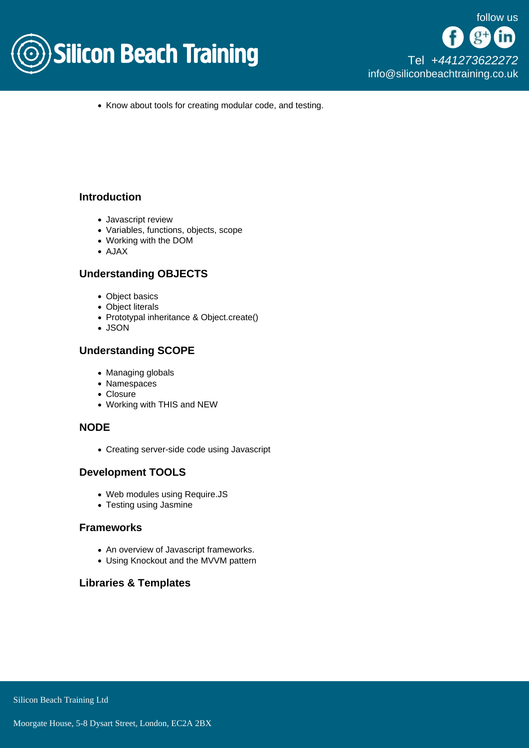- Know about tools for creating modular code, and testing.

### Introduction

- Javascript review
- Variables, functions, objects, scope
- Working with the DOM
- AJAX

### Understanding OBJECTS

- Object basics
- Object literals
- Prototypal inheritance & Object.create()
- JSON

### Understanding SCOPE

- Managing globals
- Namespaces
- Closure
- Working with THIS and NEW

### NODE

- Creating server-side code using Javascript

### Development TOOLS

- Web modules using Require.JS
- Testing using Jasmine

### Frameworks

- An overview of Javascript frameworks.
- Using Knockout and the MVVM pattern

### Libraries & Templates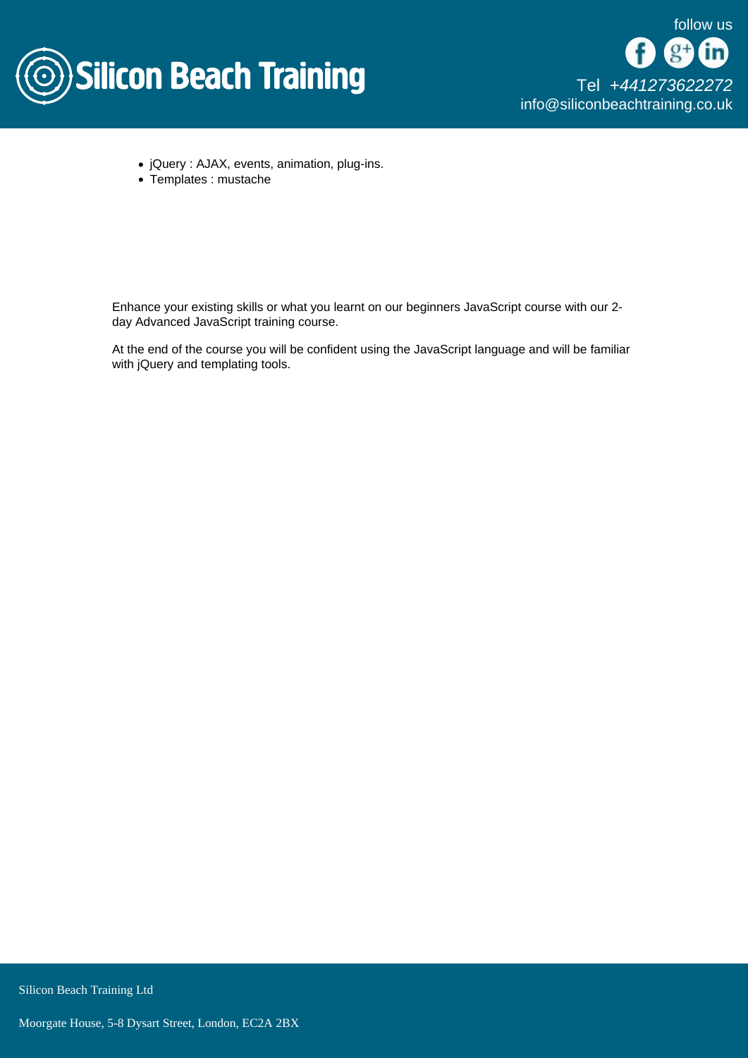- jQuery : AJAX, events, animation, plug-ins.
- Templates : mustache

Enhance your existing skills or what you learnt on our beginners JavaScript course with our 2-day Advanced JavaScript training course.

At the end of the course you will be confident using the JavaScript language and will be familiar with jQuery and templating tools.